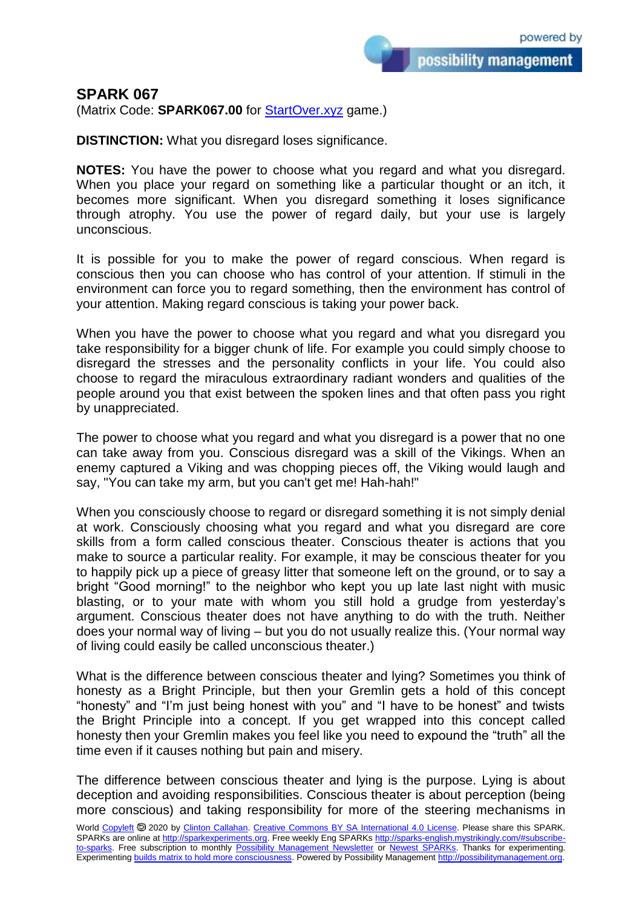## SPARK 067

(Matrix Code: **SPARK067.00** for [StartOver.xyz](StartOver.xyz) game.)

**DISTINCTION:** What you disregard loses significance.

**NOTES:** You have the power to choose what you regard and what you disregard. When you place your regard on something like a particular thought or an itch, it becomes more significant. When you disregard something it loses significance through atrophy. You use the power of regard daily, but your use is largely unconscious.

It is possible for you to make the power of regard conscious. When regard is conscious then you can choose who has control of your attention. If stimuli in the environment can force you to regard something, then the environment has control of your attention. Making regard conscious is taking your power back.

When you have the power to choose what you regard and what you disregard you take responsibility for a bigger chunk of life. For example you could simply choose to disregard the stresses and the personality conflicts in your life. You could also choose to regard the miraculous extraordinary radiant wonders and qualities of the people around you that exist between the spoken lines and that often pass you right by unappreciated.

The power to choose what you regard and what you disregard is a power that no one can take away from you. Conscious disregard was a skill of the Vikings. When an enemy captured a Viking and was chopping pieces off, the Viking would laugh and say, "You can take my arm, but you can't get me! Hah-hah!"

When you consciously choose to regard or disregard something it is not simply denial at work. Consciously choosing what you regard and what you disregard are core skills from a form called conscious theater. Conscious theater is actions that you make to source a particular reality. For example, it may be conscious theater for you to happily pick up a piece of greasy litter that someone left on the ground, or to say a bright "Good morning!" to the neighbor who kept you up late last night with music blasting, or to your mate with whom you still hold a grudge from yesterday's argument. Conscious theater does not have anything to do with the truth. Neither does your normal way of living – but you do not usually realize this. (Your normal way of living could easily be called unconscious theater.)

What is the difference between conscious theater and lying? Sometimes you think of honesty as a Bright Principle, but then your Gremlin gets a hold of this concept "honesty" and "I'm just being honest with you" and "I have to be honest" and twists the Bright Principle into a concept. If you get wrapped into this concept called honesty then your Gremlin makes you feel like you need to expound the "truth" all the time even if it causes nothing but pain and misery.

The difference between conscious theater and lying is the purpose. Lying is about deception and avoiding responsibilities. Conscious theater is about perception (being more conscious) and taking responsibility for more of the steering mechanisms in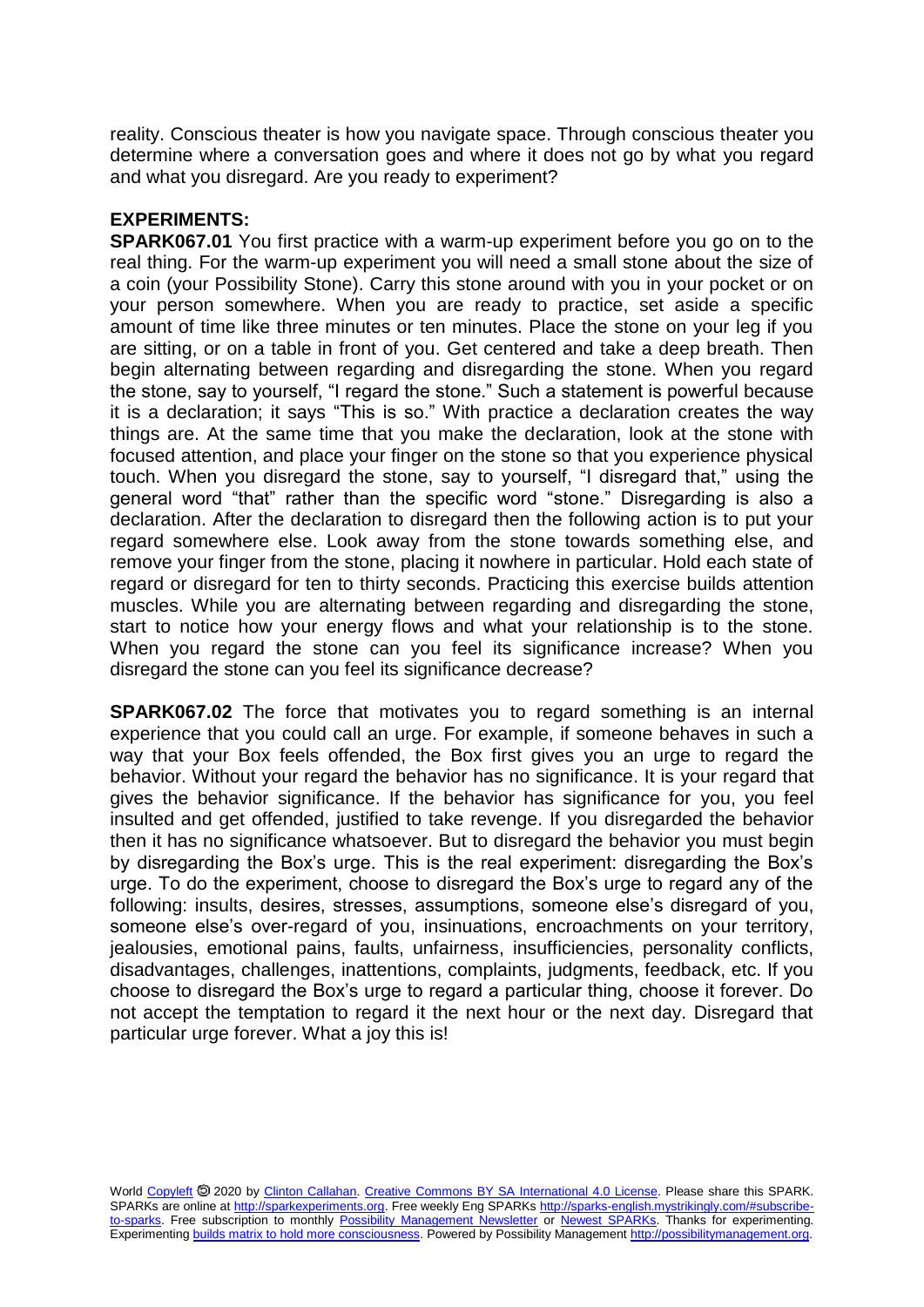reality. Conscious theater is how you navigate space. Through conscious theater you determine where a conversation goes and where it does not go by what you regard and what you disregard. Are you ready to experiment?

**EXPERIMENTS:**

**SPARK067.01** You first practice with a warm-up experiment before you go on to the real thing. For the warm-up experiment you will need a small stone about the size of a coin (your Possibility Stone). Carry this stone around with you in your pocket or on your person somewhere. When you are ready to practice, set aside a specific amount of time like three minutes or ten minutes. Place the stone on your leg if you are sitting, or on a table in front of you. Get centered and take a deep breath. Then begin alternating between regarding and disregarding the stone. When you regard the stone, say to yourself, "I regard the stone." Such a statement is powerful because it is a declaration; it says "This is so." With practice a declaration creates the way things are. At the same time that you make the declaration, look at the stone with focused attention, and place your finger on the stone so that you experience physical touch. When you disregard the stone, say to yourself, "I disregard that," using the general word "that" rather than the specific word "stone." Disregarding is also a declaration. After the declaration to disregard then the following action is to put your regard somewhere else. Look away from the stone towards something else, and remove your finger from the stone, placing it nowhere in particular. Hold each state of regard or disregard for ten to thirty seconds. Practicing this exercise builds attention muscles. While you are alternating between regarding and disregarding the stone, start to notice how your energy flows and what your relationship is to the stone. When you regard the stone can you feel its significance increase? When you disregard the stone can you feel its significance decrease?

**SPARK067.02** The force that motivates you to regard something is an internal experience that you could call an urge. For example, if someone behaves in such a way that your Box feels offended, the Box first gives you an urge to regard the behavior. Without your regard the behavior has no significance. It is your regard that gives the behavior significance. If the behavior has significance for you, you feel insulted and get offended, justified to take revenge. If you disregarded the behavior then it has no significance whatsoever. But to disregard the behavior you must begin by disregarding the Box's urge. This is the real experiment: disregarding the Box's urge. To do the experiment, choose to disregard the Box's urge to regard any of the following: insults, desires, stresses, assumptions, someone else's disregard of you, someone else's over-regard of you, insinuations, encroachments on your territory, jealousies, emotional pains, faults, unfairness, insufficiencies, personality conflicts, disadvantages, challenges, inattentions, complaints, judgments, feedback, etc. If you choose to disregard the Box's urge to regard a particular thing, choose it forever. Do not accept the temptation to regard it the next hour or the next day. Disregard that particular urge forever. What a joy this is!

World Copyleft 🄯 2020 by Clinton Callahan. Creative Commons BY SA International 4.0 License. Please share this SPARK. SPARKs are online at http://sparkexperiments.org. Free weekly Eng SPARKs http://sparks-english.mystrikingly.com/#subscribe-to-sparks. Free subscription to monthly Possibility Management Newsletter or Newest SPARKs. Thanks for experimenting. Experimenting builds matrix to hold more consciousness. Powered by Possibility Management http://possibilitymanagement.org.